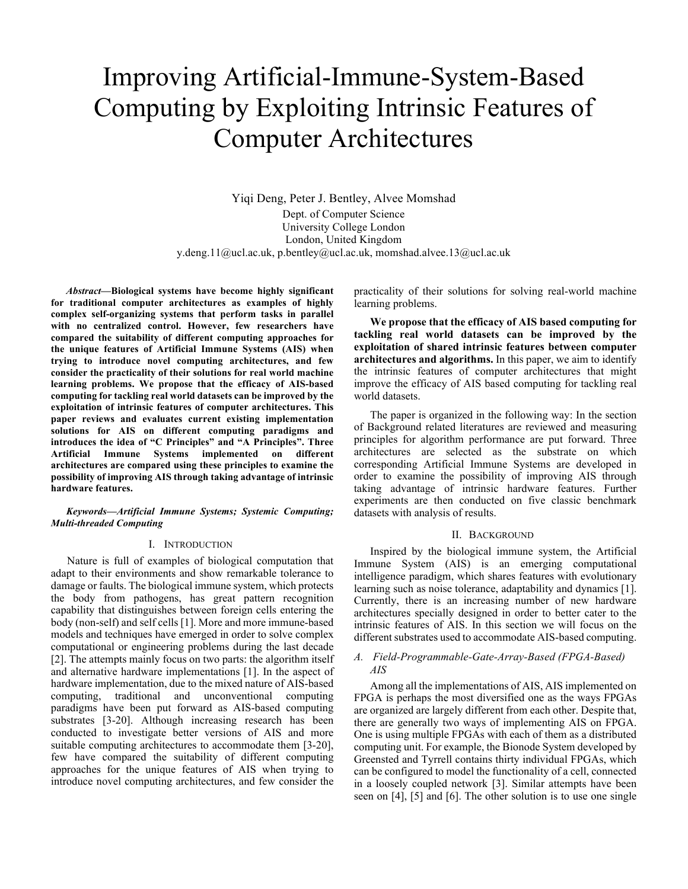# Improving Artificial-Immune-System-Based Computing by Exploiting Intrinsic Features of Computer Architectures

Yiqi Deng, Peter J. Bentley, Alvee Momshad

Dept. of Computer Science
University College London
London, United Kingdom
y.deng.11@ucl.ac.uk, p.bentley@ucl.ac.uk, momshad.alvee.13@ucl.ac.uk

***Abstract*—Biological systems have become highly significant for traditional computer architectures as examples of highly complex self-organizing systems that perform tasks in parallel with no centralized control. However, few researchers have compared the suitability of different computing approaches for the unique features of Artificial Immune Systems (AIS) when trying to introduce novel computing architectures, and few consider the practicality of their solutions for real world machine learning problems. We propose that the efficacy of AIS-based computing for tackling real world datasets can be improved by the exploitation of intrinsic features of computer architectures. This paper reviews and evaluates current existing implementation solutions for AIS on different computing paradigms and introduces the idea of "C Principles" and "A Principles". Three Artificial Immune Systems implemented on different architectures are compared using these principles to examine the possibility of improving AIS through taking advantage of intrinsic hardware features.**

***Keywords—Artificial Immune Systems; Systemic Computing; Multi-threaded Computing***

## I. Introduction

Nature is full of examples of biological computation that adapt to their environments and show remarkable tolerance to damage or faults. The biological immune system, which protects the body from pathogens, has great pattern recognition capability that distinguishes between foreign cells entering the body (non-self) and self cells [1]. More and more immune-based models and techniques have emerged in order to solve complex computational or engineering problems during the last decade [2]. The attempts mainly focus on two parts: the algorithm itself and alternative hardware implementations [1]. In the aspect of hardware implementation, due to the mixed nature of AIS-based computing, traditional and unconventional computing paradigms have been put forward as AIS-based computing substrates [3-20]. Although increasing research has been conducted to investigate better versions of AIS and more suitable computing architectures to accommodate them [3-20], few have compared the suitability of different computing approaches for the unique features of AIS when trying to introduce novel computing architectures, and few consider the practicality of their solutions for solving real-world machine learning problems.

**We propose that the efficacy of AIS based computing for tackling real world datasets can be improved by the exploitation of shared intrinsic features between computer architectures and algorithms.** In this paper, we aim to identify the intrinsic features of computer architectures that might improve the efficacy of AIS based computing for tackling real world datasets.

The paper is organized in the following way: In the section of Background related literatures are reviewed and measuring principles for algorithm performance are put forward. Three architectures are selected as the substrate on which corresponding Artificial Immune Systems are developed in order to examine the possibility of improving AIS through taking advantage of intrinsic hardware features. Further experiments are then conducted on five classic benchmark datasets with analysis of results.

## II. Background

Inspired by the biological immune system, the Artificial Immune System (AIS) is an emerging computational intelligence paradigm, which shares features with evolutionary learning such as noise tolerance, adaptability and dynamics [1]. Currently, there is an increasing number of new hardware architectures specially designed in order to better cater to the intrinsic features of AIS. In this section we will focus on the different substrates used to accommodate AIS-based computing.

### A. Field-Programmable-Gate-Array-Based (FPGA-Based) AIS

Among all the implementations of AIS, AIS implemented on FPGA is perhaps the most diversified one as the ways FPGAs are organized are largely different from each other. Despite that, there are generally two ways of implementing AIS on FPGA. One is using multiple FPGAs with each of them as a distributed computing unit. For example, the Bionode System developed by Greensted and Tyrrell contains thirty individual FPGAs, which can be configured to model the functionality of a cell, connected in a loosely coupled network [3]. Similar attempts have been seen on [4], [5] and [6]. The other solution is to use one single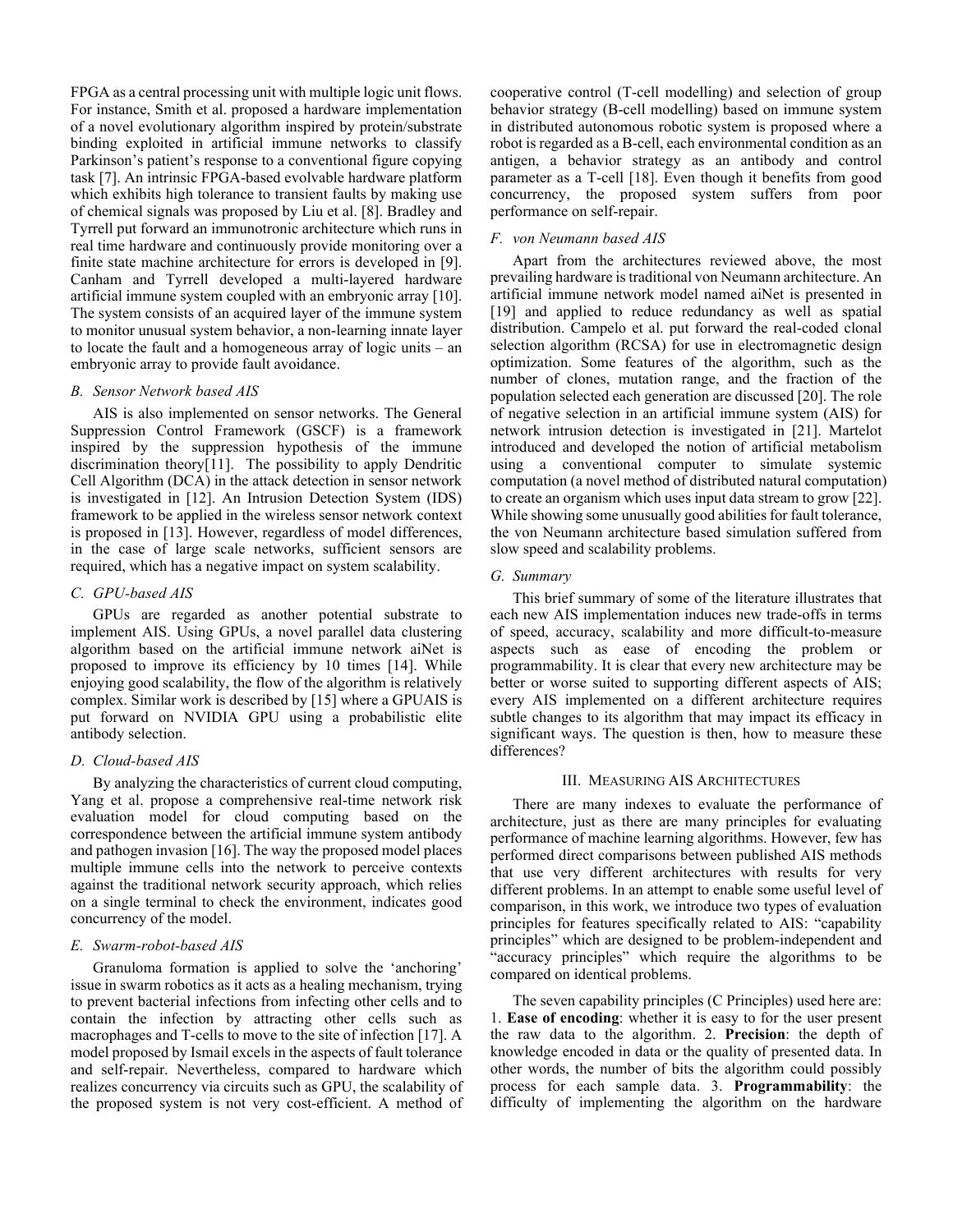FPGA as a central processing unit with multiple logic unit flows. For instance, Smith et al. proposed a hardware implementation of a novel evolutionary algorithm inspired by protein/substrate binding exploited in artificial immune networks to classify Parkinson's patient's response to a conventional figure copying task [7]. An intrinsic FPGA-based evolvable hardware platform which exhibits high tolerance to transient faults by making use of chemical signals was proposed by Liu et al. [8]. Bradley and Tyrrell put forward an immunotronic architecture which runs in real time hardware and continuously provide monitoring over a finite state machine architecture for errors is developed in [9]. Canham and Tyrrell developed a multi-layered hardware artificial immune system coupled with an embryonic array [10]. The system consists of an acquired layer of the immune system to monitor unusual system behavior, a non-learning innate layer to locate the fault and a homogeneous array of logic units – an embryonic array to provide fault avoidance.

### *B. Sensor Network based AIS*

AIS is also implemented on sensor networks. The General Suppression Control Framework (GSCF) is a framework inspired by the suppression hypothesis of the immune discrimination theory[11]. The possibility to apply Dendritic Cell Algorithm (DCA) in the attack detection in sensor network is investigated in [12]. An Intrusion Detection System (IDS) framework to be applied in the wireless sensor network context is proposed in [13]. However, regardless of model differences, in the case of large scale networks, sufficient sensors are required, which has a negative impact on system scalability.

### *C. GPU-based AIS*

GPUs are regarded as another potential substrate to implement AIS. Using GPUs, a novel parallel data clustering algorithm based on the artificial immune network aiNet is proposed to improve its efficiency by 10 times [14]. While enjoying good scalability, the flow of the algorithm is relatively complex. Similar work is described by [15] where a GPUAIS is put forward on NVIDIA GPU using a probabilistic elite antibody selection.

### *D. Cloud-based AIS*

By analyzing the characteristics of current cloud computing, Yang et al. propose a comprehensive real-time network risk evaluation model for cloud computing based on the correspondence between the artificial immune system antibody and pathogen invasion [16]. The way the proposed model places multiple immune cells into the network to perceive contexts against the traditional network security approach, which relies on a single terminal to check the environment, indicates good concurrency of the model.

### *E. Swarm-robot-based AIS*

Granuloma formation is applied to solve the 'anchoring' issue in swarm robotics as it acts as a healing mechanism, trying to prevent bacterial infections from infecting other cells and to contain the infection by attracting other cells such as macrophages and T-cells to move to the site of infection [17]. A model proposed by Ismail excels in the aspects of fault tolerance and self-repair. Nevertheless, compared to hardware which realizes concurrency via circuits such as GPU, the scalability of the proposed system is not very cost-efficient. A method of cooperative control (T-cell modelling) and selection of group behavior strategy (B-cell modelling) based on immune system in distributed autonomous robotic system is proposed where a robot is regarded as a B-cell, each environmental condition as an antigen, a behavior strategy as an antibody and control parameter as a T-cell [18]. Even though it benefits from good concurrency, the proposed system suffers from poor performance on self-repair.

### *F. von Neumann based AIS*

Apart from the architectures reviewed above, the most prevailing hardware is traditional von Neumann architecture. An artificial immune network model named aiNet is presented in [19] and applied to reduce redundancy as well as spatial distribution. Campelo et al. put forward the real-coded clonal selection algorithm (RCSA) for use in electromagnetic design optimization. Some features of the algorithm, such as the number of clones, mutation range, and the fraction of the population selected each generation are discussed [20]. The role of negative selection in an artificial immune system (AIS) for network intrusion detection is investigated in [21]. Martelot introduced and developed the notion of artificial metabolism using a conventional computer to simulate systemic computation (a novel method of distributed natural computation) to create an organism which uses input data stream to grow [22]. While showing some unusually good abilities for fault tolerance, the von Neumann architecture based simulation suffered from slow speed and scalability problems.

### *G. Summary*

This brief summary of some of the literature illustrates that each new AIS implementation induces new trade-offs in terms of speed, accuracy, scalability and more difficult-to-measure aspects such as ease of encoding the problem or programmability. It is clear that every new architecture may be better or worse suited to supporting different aspects of AIS; every AIS implemented on a different architecture requires subtle changes to its algorithm that may impact its efficacy in significant ways. The question is then, how to measure these differences?

## III. Measuring AIS Architectures

There are many indexes to evaluate the performance of architecture, just as there are many principles for evaluating performance of machine learning algorithms. However, few has performed direct comparisons between published AIS methods that use very different architectures with results for very different problems. In an attempt to enable some useful level of comparison, in this work, we introduce two types of evaluation principles for features specifically related to AIS: "capability principles" which are designed to be problem-independent and "accuracy principles" which require the algorithms to be compared on identical problems.

The seven capability principles (C Principles) used here are: 1. **Ease of encoding**: whether it is easy to for the user present the raw data to the algorithm. 2. **Precision**: the depth of knowledge encoded in data or the quality of presented data. In other words, the number of bits the algorithm could possibly process for each sample data. 3. **Programmability**: the difficulty of implementing the algorithm on the hardware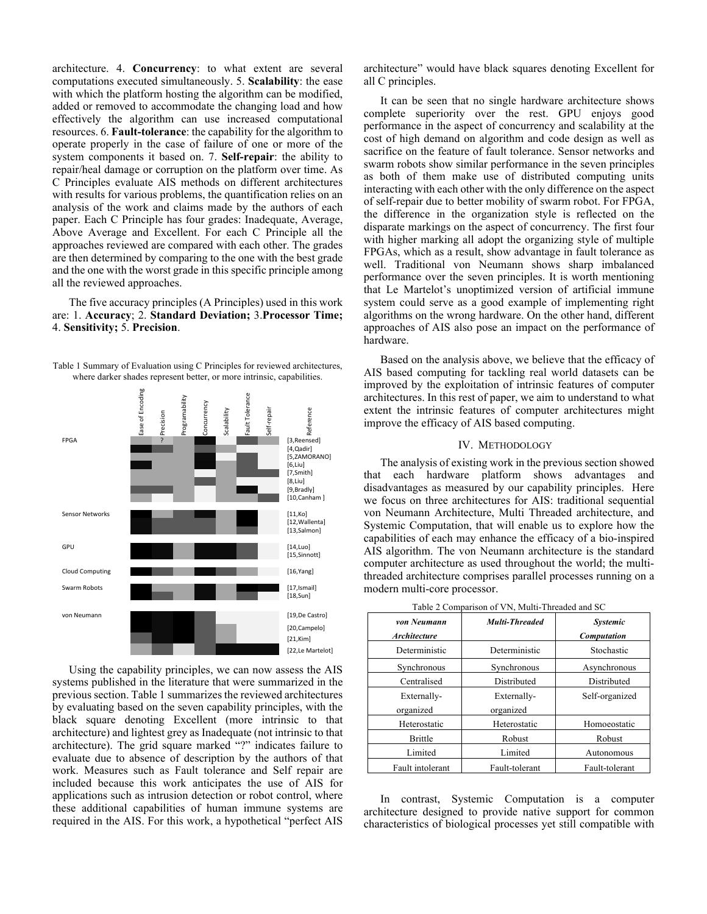architecture. 4. **Concurrency**: to what extent are several computations executed simultaneously. 5. **Scalability**: the ease with which the platform hosting the algorithm can be modified, added or removed to accommodate the changing load and how effectively the algorithm can use increased computational resources. 6. **Fault-tolerance**: the capability for the algorithm to operate properly in the case of failure of one or more of the system components it based on. 7. **Self-repair**: the ability to repair/heal damage or corruption on the platform over time. As C Principles evaluate AIS methods on different architectures with results for various problems, the quantification relies on an analysis of the work and claims made by the authors of each paper. Each C Principle has four grades: Inadequate, Average, Above Average and Excellent. For each C Principle all the approaches reviewed are compared with each other. The grades are then determined by comparing to the one with the best grade and the one with the worst grade in this specific principle among all the reviewed approaches.

The five accuracy principles (A Principles) used in this work are: 1. **Accuracy**; 2. **Standard Deviation;** 3.**Processor Time;** 4. **Sensitivity;** 5. **Precision**.

Table 1 Summary of Evaluation using C Principles for reviewed architectures, where darker shades represent better, or more intrinsic, capabilities.

| | Ease of Encoding | Precision | Programability | Concurrency | Scalability | Fault Tolerance | Self-repair | Reference |
|---|---|---|---|---|---|---|---|---|
| FPGA | | ? | | | | | | [3,Reensed] |
| | | | | | | | | [4,Qadir] |
| | | | | | | | | [5,ZAMORANO] |
| | | | | | | | | [6,Liu] |
| | | | | | | | | [7,Smith] |
| | | | | | | | | [8,Liu] |
| | | | | | | | | [9,Bradly] |
| | | | | | | | | [10,Canham ] |
| Sensor Networks | | | | | | | | [11,Ko] |
| | | | | | | | | [12,Wallenta] |
| | | | | | | | | [13,Salmon] |
| GPU | | | | | | | | [14,Luo] |
| | | | | | | | | [15,Sinnott] |
| Cloud Computing | | | | | | | | [16,Yang] |
| Swarm Robots | | | | | | | | [17,Ismail] |
| | | | | | | | | [18,Sun] |
| von Neumann | | | | | | | | [19,De Castro] |
| | | | | | | | | [20,Campelo] |
| | | | | | | | | [21,Kim] |
| | | | | | | | | [22,Le Martelot] |

Using the capability principles, we can now assess the AIS systems published in the literature that were summarized in the previous section. Table 1 summarizes the reviewed architectures by evaluating based on the seven capability principles, with the black square denoting Excellent (more intrinsic to that architecture) and lightest grey as Inadequate (not intrinsic to that architecture). The grid square marked "?" indicates failure to evaluate due to absence of description by the authors of that work. Measures such as Fault tolerance and Self repair are included because this work anticipates the use of AIS for applications such as intrusion detection or robot control, where these additional capabilities of human immune systems are required in the AIS. For this work, a hypothetical "perfect AIS architecture" would have black squares denoting Excellent for all C principles.

It can be seen that no single hardware architecture shows complete superiority over the rest. GPU enjoys good performance in the aspect of concurrency and scalability at the cost of high demand on algorithm and code design as well as sacrifice on the feature of fault tolerance. Sensor networks and swarm robots show similar performance in the seven principles as both of them make use of distributed computing units interacting with each other with the only difference on the aspect of self-repair due to better mobility of swarm robot. For FPGA, the difference in the organization style is reflected on the disparate markings on the aspect of concurrency. The first four with higher marking all adopt the organizing style of multiple FPGAs, which as a result, show advantage in fault tolerance as well. Traditional von Neumann shows sharp imbalanced performance over the seven principles. It is worth mentioning that Le Martelot's unoptimized version of artificial immune system could serve as a good example of implementing right algorithms on the wrong hardware. On the other hand, different approaches of AIS also pose an impact on the performance of hardware.

Based on the analysis above, we believe that the efficacy of AIS based computing for tackling real world datasets can be improved by the exploitation of intrinsic features of computer architectures. In this rest of paper, we aim to understand to what extent the intrinsic features of computer architectures might improve the efficacy of AIS based computing.

## IV. Methodology

The analysis of existing work in the previous section showed that each hardware platform shows advantages and disadvantages as measured by our capability principles. Here we focus on three architectures for AIS: traditional sequential von Neumann Architecture, Multi Threaded architecture, and Systemic Computation, that will enable us to explore how the capabilities of each may enhance the efficacy of a bio-inspired AIS algorithm. The von Neumann architecture is the standard computer architecture as used throughout the world; the multi-threaded architecture comprises parallel processes running on a modern multi-core processor.

Table 2 Comparison of VN, Multi-Threaded and SC

| *von Neumann Architecture* | *Multi-Threaded* | *Systemic Computation* |
|---|---|---|
| Deterministic | Deterministic | Stochastic |
| Synchronous | Synchronous | Asynchronous |
| Centralised | Distributed | Distributed |
| Externally-organized | Externally-organized | Self-organized |
| Heterostatic | Heterostatic | Homoeostatic |
| Brittle | Robust | Robust |
| Limited | Limited | Autonomous |
| Fault intolerant | Fault-tolerant | Fault-tolerant |

In contrast, Systemic Computation is a computer architecture designed to provide native support for common characteristics of biological processes yet still compatible with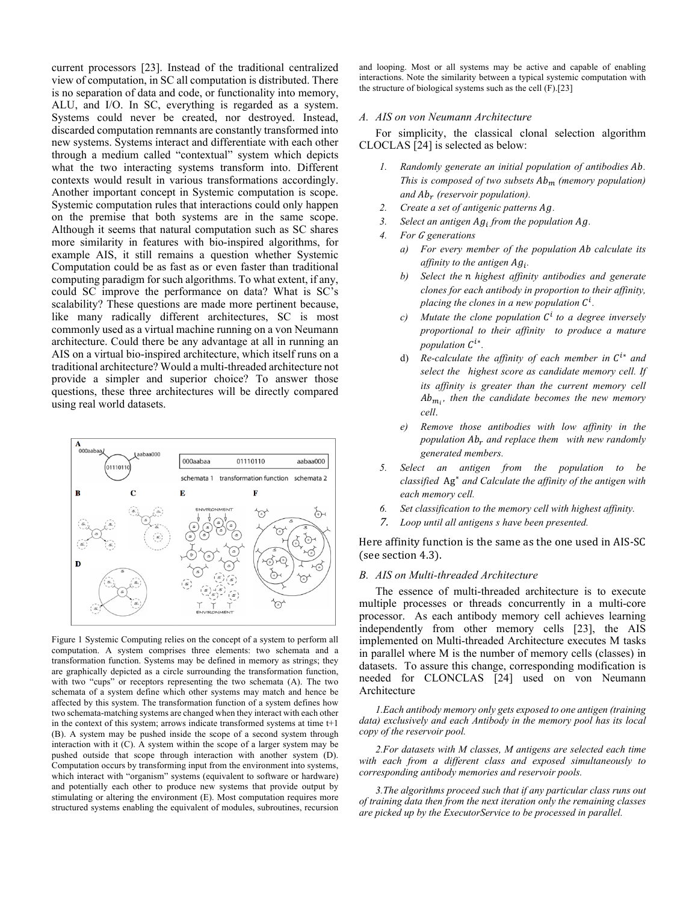current processors [23]. Instead of the traditional centralized view of computation, in SC all computation is distributed. There is no separation of data and code, or functionality into memory, ALU, and I/O. In SC, everything is regarded as a system. Systems could never be created, nor destroyed. Instead, discarded computation remnants are constantly transformed into new systems. Systems interact and differentiate with each other through a medium called "contextual" system which depicts what the two interacting systems transform into. Different contexts would result in various transformations accordingly. Another important concept in Systemic computation is scope. Systemic computation rules that interactions could only happen on the premise that both systems are in the same scope. Although it seems that natural computation such as SC shares more similarity in features with bio-inspired algorithms, for example AIS, it still remains a question whether Systemic Computation could be as fast as or even faster than traditional computing paradigm for such algorithms. To what extent, if any, could SC improve the performance on data? What is SC's scalability? These questions are made more pertinent because, like many radically different architectures, SC is most commonly used as a virtual machine running on a von Neumann architecture. Could there be any advantage at all in running an AIS on a virtual bio-inspired architecture, which itself runs on a traditional architecture? Would a multi-threaded architecture not provide a simpler and superior choice? To answer those questions, these three architectures will be directly compared using real world datasets.

Figure 1 Systemic Computing relies on the concept of a system to perform all computation. A system comprises three elements: two schemata and a transformation function. Systems may be defined in memory as strings; they are graphically depicted as a circle surrounding the transformation function, with two "cups" or receptors representing the two schemata (A). The two schemata of a system define which other systems may match and hence be affected by this system. The transformation function of a system defines how two schemata-matching systems are changed when they interact with each other in the context of this system; arrows indicate transformed systems at time t+1 (B). A system may be pushed inside the scope of a second system through interaction with it (C). A system within the scope of a larger system may be pushed outside that scope through interaction with another system (D). Computation occurs by transforming input from the environment into systems, which interact with "organism" systems (equivalent to software or hardware) and potentially each other to produce new systems that provide output by stimulating or altering the environment (E). Most computation requires more structured systems enabling the equivalent of modules, subroutines, recursion and looping. Most or all systems may be active and capable of enabling interactions. Note the similarity between a typical systemic computation with the structure of biological systems such as the cell (F).[23]

### A. AIS on von Neumann Architecture

For simplicity, the classical clonal selection algorithm CLOCLAS [24] is selected as below:

1. *Randomly generate an initial population of antibodies $Ab$. This is composed of two subsets $Ab_m$ (memory population) and $Ab_r$ (reservoir population).*
2. *Create a set of antigenic patterns $Ag$.*
3. *Select an antigen $Ag_i$ from the population $Ag$.*
4. *For $G$ generations*
   a) *For every member of the population $Ab$ calculate its affinity to the antigen $Ag_i$.*
   b) *Select the $n$ highest affinity antibodies and generate clones for each antibody in proportion to their affinity, placing the clones in a new population $C^i$.*
   c) *Mutate the clone population $C^i$ to a degree inversely proportional to their affinity to produce a mature population $C^{i*}$.*
   d) *Re-calculate the affinity of each member in $C^{i*}$ and select the highest score as candidate memory cell. If its affinity is greater than the current memory cell $Ab_{m_i}$, then the candidate becomes the new memory cell.*
   e) *Remove those antibodies with low affinity in the population $Ab_r$ and replace them with new randomly generated members.*
5. *Select an antigen from the population to be classified $Ag^*$ and Calculate the affinity of the antigen with each memory cell.*
6. *Set classification to the memory cell with highest affinity.*
7. *Loop until all antigens s have been presented.*

Here affinity function is the same as the one used in AIS-SC (see section 4.3).

### B. AIS on Multi-threaded Architecture

The essence of multi-threaded architecture is to execute multiple processes or threads concurrently in a multi-core processor. As each antibody memory cell achieves learning independently from other memory cells [23], the AIS implemented on Multi-threaded Architecture executes M tasks in parallel where M is the number of memory cells (classes) in datasets. To assure this change, corresponding modification is needed for CLONCLAS [24] used on von Neumann Architecture

*1.Each antibody memory only gets exposed to one antigen (training data) exclusively and each Antibody in the memory pool has its local copy of the reservoir pool.*

*2.For datasets with M classes, M antigens are selected each time with each from a different class and exposed simultaneously to corresponding antibody memories and reservoir pools.*

*3.The algorithms proceed such that if any particular class runs out of training data then from the next iteration only the remaining classes are picked up by the ExecutorService to be processed in parallel.*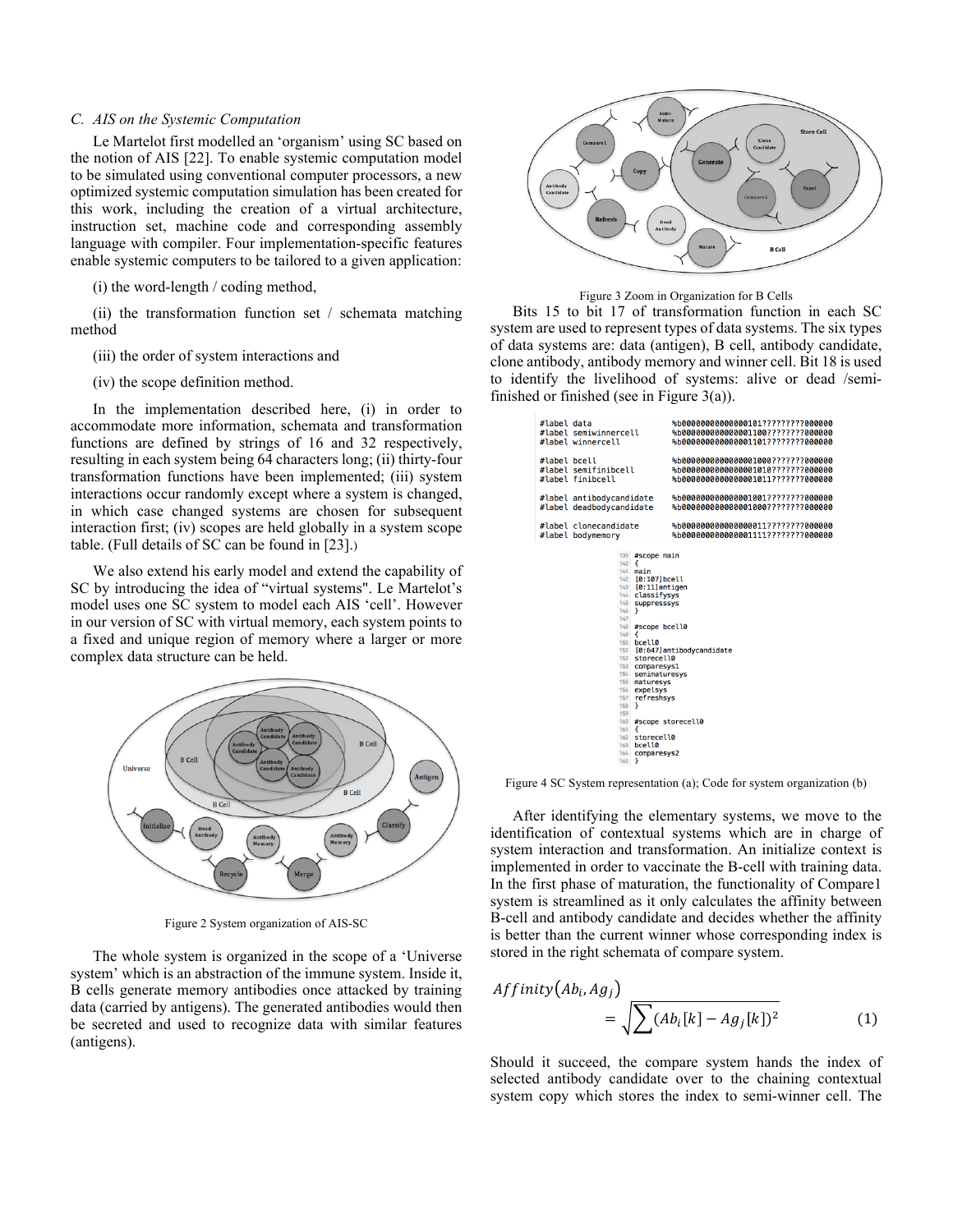### C. AIS on the Systemic Computation

Le Martelot first modelled an 'organism' using SC based on the notion of AIS [22]. To enable systemic computation model to be simulated using conventional computer processors, a new optimized systemic computation simulation has been created for this work, including the creation of a virtual architecture, instruction set, machine code and corresponding assembly language with compiler. Four implementation-specific features enable systemic computers to be tailored to a given application:

(i) the word-length / coding method,

(ii) the transformation function set / schemata matching method

(iii) the order of system interactions and

(iv) the scope definition method.

In the implementation described here, (i) in order to accommodate more information, schemata and transformation functions are defined by strings of 16 and 32 respectively, resulting in each system being 64 characters long; (ii) thirty-four transformation functions have been implemented; (iii) system interactions occur randomly except where a system is changed, in which case changed systems are chosen for subsequent interaction first; (iv) scopes are held globally in a system scope table. (Full details of SC can be found in [23].)

We also extend his early model and extend the capability of SC by introducing the idea of "virtual systems". Le Martelot's model uses one SC system to model each AIS 'cell'. However in our version of SC with virtual memory, each system points to a fixed and unique region of memory where a larger or more complex data structure can be held.

Figure 2 System organization of AIS-SC

The whole system is organized in the scope of a 'Universe system' which is an abstraction of the immune system. Inside it, B cells generate memory antibodies once attacked by training data (carried by antigens). The generated antibodies would then be secreted and used to recognize data with similar features (antigens).

Figure 3 Zoom in Organization for B Cells

Bits 15 to bit 17 of transformation function in each SC system are used to represent types of data systems. The six types of data systems are: data (antigen), B cell, antibody candidate, clone antibody, antibody memory and winner cell. Bit 18 is used to identify the livelihood of systems: alive or dead /semi-finished or finished (see in Figure 3(a)).

```
#label data                 %b000000000000000101?????????000000
#label semiwinnercell       %b000000000000001100?????????000000
#label winnercell           %b000000000000001101?????????000000

#label bcell                %b0000000000000001000????????000000
#label semifinibcell        %b0000000000000001010????????000000
#label finibcell            %b0000000000000001011????????000000

#label antibodycandidate    %b000000000000001001?????????000000
#label deadbodycandidate    %b000000000000001000?????????000000

#label clonecandidate       %b000000000000000011?????????000000
#label bodymemory           %b000000000000001111?????????000000
```

```
139 #scope main
140 {
141 main
142  [0:107]bcell
143  [0:11]antigen
144  classifysys
145  suppresssys
146 }
147
148 #scope bcell0
149 {
150 bcell0
151  [0:647]antibodycandidate
152  storecell0
153  comparesys1
154  semimaturesys
155  maturesys
156  expelsys
157  refreshsys
158 }
159
160 #scope storecell0
161 {
162  storecell0
163  bcell0
164  comparesys2
165 }
```

Figure 4 SC System representation (a); Code for system organization (b)

After identifying the elementary systems, we move to the identification of contextual systems which are in charge of system interaction and transformation. An initialize context is implemented in order to vaccinate the B-cell with training data. In the first phase of maturation, the functionality of Compare1 system is streamlined as it only calculates the affinity between B-cell and antibody candidate and decides whether the affinity is better than the current winner whose corresponding index is stored in the right schemata of compare system.

$$Affinity(Ab_i, Ag_j) = \sqrt{\sum (Ab_i[k] - Ag_j[k])^2} \quad (1)$$

Should it succeed, the compare system hands the index of selected antibody candidate over to the chaining contextual system copy which stores the index to semi-winner cell. The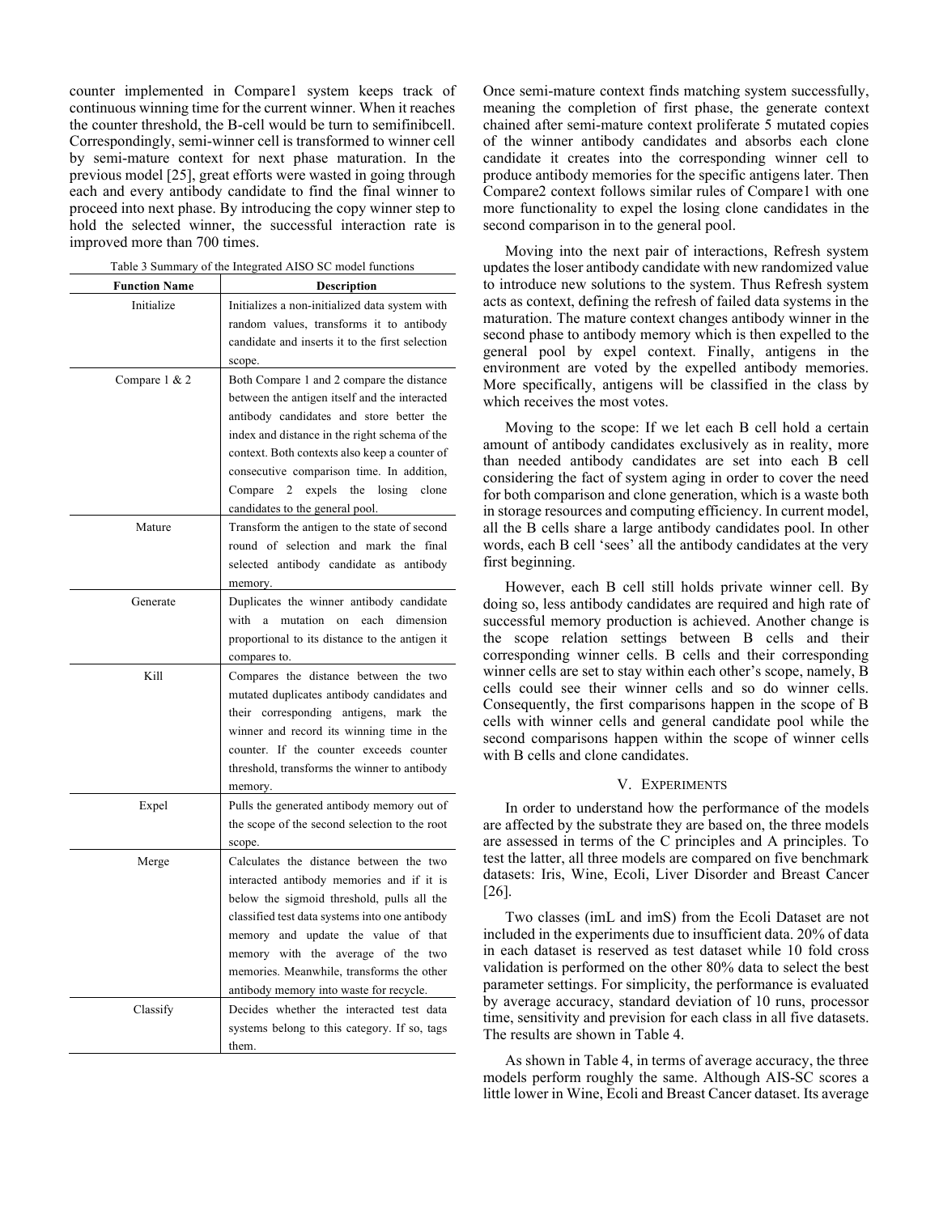counter implemented in Compare1 system keeps track of continuous winning time for the current winner. When it reaches the counter threshold, the B-cell would be turn to semifinibcell. Correspondingly, semi-winner cell is transformed to winner cell by semi-mature context for next phase maturation. In the previous model [25], great efforts were wasted in going through each and every antibody candidate to find the final winner to proceed into next phase. By introducing the copy winner step to hold the selected winner, the successful interaction rate is improved more than 700 times.

Table 3 Summary of the Integrated AISO SC model functions

| Function Name | Description |
|---|---|
| Initialize | Initializes a non-initialized data system with random values, transforms it to antibody candidate and inserts it to the first selection scope. |
| Compare 1 & 2 | Both Compare 1 and 2 compare the distance between the antigen itself and the interacted antibody candidates and store better the index and distance in the right schema of the context. Both contexts also keep a counter of consecutive comparison time. In addition, Compare 2 expels the losing clone candidates to the general pool. |
| Mature | Transform the antigen to the state of second round of selection and mark the final selected antibody candidate as antibody memory. |
| Generate | Duplicates the winner antibody candidate with a mutation on each dimension proportional to its distance to the antigen it compares to. |
| Kill | Compares the distance between the two mutated duplicates antibody candidates and their corresponding antigens, mark the winner and record its winning time in the counter. If the counter exceeds counter threshold, transforms the winner to antibody memory. |
| Expel | Pulls the generated antibody memory out of the scope of the second selection to the root scope. |
| Merge | Calculates the distance between the two interacted antibody memories and if it is below the sigmoid threshold, pulls all the classified test data systems into one antibody memory and update the value of that memory with the average of the two memories. Meanwhile, transforms the other antibody memory into waste for recycle. |
| Classify | Decides whether the interacted test data systems belong to this category. If so, tags them. |

Once semi-mature context finds matching system successfully, meaning the completion of first phase, the generate context chained after semi-mature context proliferate 5 mutated copies of the winner antibody candidates and absorbs each clone candidate it creates into the corresponding winner cell to produce antibody memories for the specific antigens later. Then Compare2 context follows similar rules of Compare1 with one more functionality to expel the losing clone candidates in the second comparison in to the general pool.

Moving into the next pair of interactions, Refresh system updates the loser antibody candidate with new randomized value to introduce new solutions to the system. Thus Refresh system acts as context, defining the refresh of failed data systems in the maturation. The mature context changes antibody winner in the second phase to antibody memory which is then expelled to the general pool by expel context. Finally, antigens in the environment are voted by the expelled antibody memories. More specifically, antigens will be classified in the class by which receives the most votes.

Moving to the scope: If we let each B cell hold a certain amount of antibody candidates exclusively as in reality, more than needed antibody candidates are set into each B cell considering the fact of system aging in order to cover the need for both comparison and clone generation, which is a waste both in storage resources and computing efficiency. In current model, all the B cells share a large antibody candidates pool. In other words, each B cell 'sees' all the antibody candidates at the very first beginning.

However, each B cell still holds private winner cell. By doing so, less antibody candidates are required and high rate of successful memory production is achieved. Another change is the scope relation settings between B cells and their corresponding winner cells. B cells and their corresponding winner cells are set to stay within each other's scope, namely, B cells could see their winner cells and so do winner cells. Consequently, the first comparisons happen in the scope of B cells with winner cells and general candidate pool while the second comparisons happen within the scope of winner cells with B cells and clone candidates.

## V. Experiments

In order to understand how the performance of the models are affected by the substrate they are based on, the three models are assessed in terms of the C principles and A principles. To test the latter, all three models are compared on five benchmark datasets: Iris, Wine, Ecoli, Liver Disorder and Breast Cancer [26].

Two classes (imL and imS) from the Ecoli Dataset are not included in the experiments due to insufficient data. 20% of data in each dataset is reserved as test dataset while 10 fold cross validation is performed on the other 80% data to select the best parameter settings. For simplicity, the performance is evaluated by average accuracy, standard deviation of 10 runs, processor time, sensitivity and prevision for each class in all five datasets. The results are shown in Table 4.

As shown in Table 4, in terms of average accuracy, the three models perform roughly the same. Although AIS-SC scores a little lower in Wine, Ecoli and Breast Cancer dataset. Its average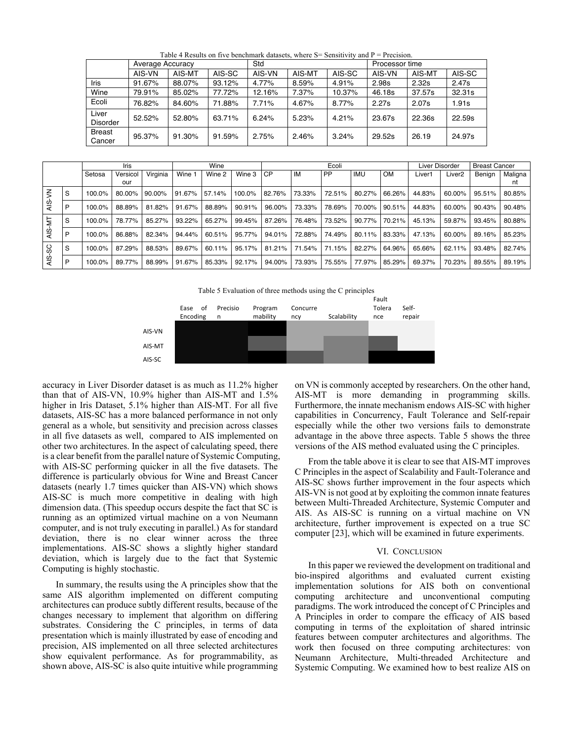Table 4 Results on five benchmark datasets, where S= Sensitivity and P = Precision.

| | Average Accuracy | | | Std | | | Processor time | | |
|---|---|---|---|---|---|---|---|---|---|
| | AIS-VN | AIS-MT | AIS-SC | AIS-VN | AIS-MT | AIS-SC | AIS-VN | AIS-MT | AIS-SC |
| Iris | 91.67% | 88.07% | 93.12% | 4.77% | 8.59% | 4.91% | 2.98s | 2.32s | 2.47s |
| Wine | 79.91% | 85.02% | 77.72% | 12.16% | 7.37% | 10.37% | 46.18s | 37.57s | 32.31s |
| Ecoli | 76.82% | 84.60% | 71.88% | 7.71% | 4.67% | 8.77% | 2.27s | 2.07s | 1.91s |
| Liver Disorder | 52.52% | 52.80% | 63.71% | 6.24% | 5.23% | 4.21% | 23.67s | 22.36s | 22.59s |
| Breast Cancer | 95.37% | 91.30% | 91.59% | 2.75% | 2.46% | 3.24% | 29.52s | 26.19 | 24.97s |

| | | Iris | | | Wine | | | Ecoli | | | | | Liver Disorder | | Breast Cancer | |
|---|---|---|---|---|---|---|---|---|---|---|---|---|---|---|---|---|
| | | Setosa | Versicolour | Virginia | Wine 1 | Wine 2 | Wine 3 | CP | IM | PP | IMU | OM | Liver1 | Liver2 | Benign | Malignant |
| AIS-VN | S | 100.0% | 80.00% | 90.00% | 91.67% | 57.14% | 100.0% | 82.76% | 73.33% | 72.51% | 80.27% | 66.26% | 44.83% | 60.00% | 95.51% | 80.85% |
| | P | 100.0% | 88.89% | 81.82% | 91.67% | 88.89% | 90.91% | 96.00% | 73.33% | 78.69% | 70.00% | 90.51% | 44.83% | 60.00% | 90.43% | 90.48% |
| AIS-MT | S | 100.0% | 78.77% | 85.27% | 93.22% | 65.27% | 99.45% | 87.26% | 76.48% | 73.52% | 90.77% | 70.21% | 45.13% | 59.87% | 93.45% | 80.88% |
| | P | 100.0% | 86.88% | 82.34% | 94.44% | 60.51% | 95.77% | 94.01% | 72.88% | 74.49% | 80.11% | 83.33% | 47.13% | 60.00% | 89.16% | 85.23% |
| AIS-SC | S | 100.0% | 87.29% | 88.53% | 89.67% | 60.11% | 95.17% | 81.21% | 71.54% | 71.15% | 82.27% | 64.96% | 65.66% | 62.11% | 93.48% | 82.74% |
| | P | 100.0% | 89.77% | 88.99% | 91.67% | 85.33% | 92.17% | 94.00% | 73.93% | 75.55% | 77.97% | 85.29% | 69.37% | 70.23% | 89.55% | 89.19% |

Table 5 Evaluation of three methods using the C principles

| | Ease of Encoding | Precision | Programmability | Concurrency | Scalability | Fault Tolerance | Self-repair |
|---|---|---|---|---|---|---|---|
| AIS-VN | | | | | | | |
| AIS-MT | | | | | | | |
| AIS-SC | | | | | | | |

accuracy in Liver Disorder dataset is as much as 11.2% higher than that of AIS-VN, 10.9% higher than AIS-MT and 1.5% higher in Iris Dataset, 5.1% higher than AIS-MT. For all five datasets, AIS-SC has a more balanced performance in not only general as a whole, but sensitivity and precision across classes in all five datasets as well, compared to AIS implemented on other two architectures. In the aspect of calculating speed, there is a clear benefit from the parallel nature of Systemic Computing, with AIS-SC performing quicker in all the five datasets. The difference is particularly obvious for Wine and Breast Cancer datasets (nearly 1.7 times quicker than AIS-VN) which shows AIS-SC is much more competitive in dealing with high dimension data. (This speedup occurs despite the fact that SC is running as an optimized virtual machine on a von Neumann computer, and is not truly executing in parallel.) As for standard deviation, there is no clear winner across the three implementations. AIS-SC shows a slightly higher standard deviation, which is largely due to the fact that Systemic Computing is highly stochastic.

In summary, the results using the A principles show that the same AIS algorithm implemented on different computing architectures can produce subtly different results, because of the changes necessary to implement that algorithm on differing substrates. Considering the C principles, in terms of data presentation which is mainly illustrated by ease of encoding and precision, AIS implemented on all three selected architectures show equivalent performance. As for programmability, as shown above, AIS-SC is also quite intuitive while programming on VN is commonly accepted by researchers. On the other hand, AIS-MT is more demanding in programming skills. Furthermore, the innate mechanism endows AIS-SC with higher capabilities in Concurrency, Fault Tolerance and Self-repair especially while the other two versions fails to demonstrate advantage in the above three aspects. Table 5 shows the three versions of the AIS method evaluated using the C principles.

From the table above it is clear to see that AIS-MT improves C Principles in the aspect of Scalability and Fault-Tolerance and AIS-SC shows further improvement in the four aspects which AIS-VN is not good at by exploiting the common innate features between Multi-Threaded Architecture, Systemic Computer and AIS. As AIS-SC is running on a virtual machine on VN architecture, further improvement is expected on a true SC computer [23], which will be examined in future experiments.

## VI. Conclusion

In this paper we reviewed the development on traditional and bio-inspired algorithms and evaluated current existing implementation solutions for AIS both on conventional computing architecture and unconventional computing paradigms. The work introduced the concept of C Principles and A Principles in order to compare the efficacy of AIS based computing in terms of the exploitation of shared intrinsic features between computer architectures and algorithms. The work then focused on three computing architectures: von Neumann Architecture, Multi-threaded Architecture and Systemic Computing. We examined how to best realize AIS on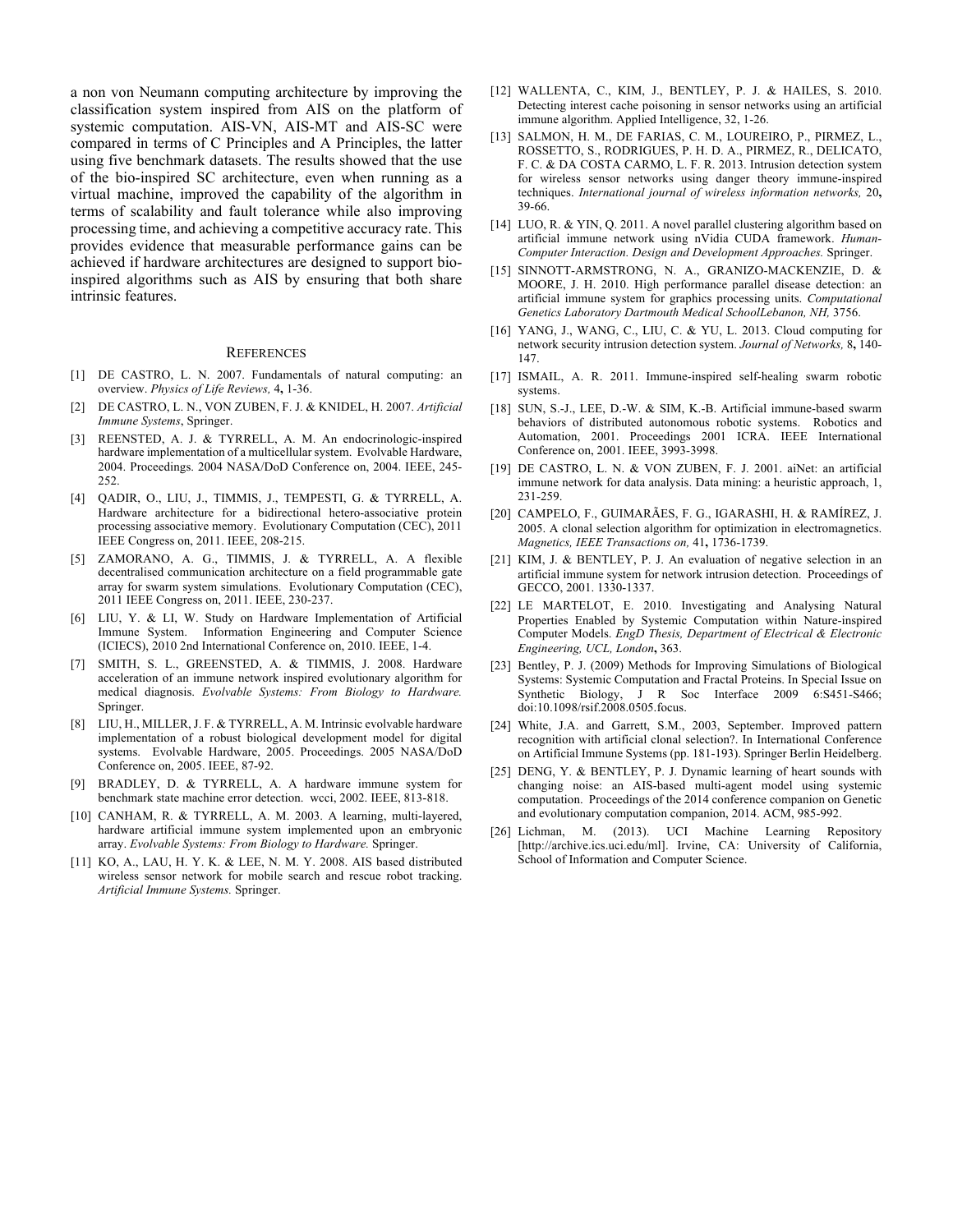a non von Neumann computing architecture by improving the classification system inspired from AIS on the platform of systemic computation. AIS-VN, AIS-MT and AIS-SC were compared in terms of C Principles and A Principles, the latter using five benchmark datasets. The results showed that the use of the bio-inspired SC architecture, even when running as a virtual machine, improved the capability of the algorithm in terms of scalability and fault tolerance while also improving processing time, and achieving a competitive accuracy rate. This provides evidence that measurable performance gains can be achieved if hardware architectures are designed to support bio-inspired algorithms such as AIS by ensuring that both share intrinsic features.

## References

[1] DE CASTRO, L. N. 2007. Fundamentals of natural computing: an overview. *Physics of Life Reviews,* 4**,** 1-36.

[2] DE CASTRO, L. N., VON ZUBEN, F. J. & KNIDEL, H. 2007. *Artificial Immune Systems*, Springer.

[3] REENSTED, A. J. & TYRRELL, A. M. An endocrinologic-inspired hardware implementation of a multicellular system. Evolvable Hardware, 2004. Proceedings. 2004 NASA/DoD Conference on, 2004. IEEE, 245-252.

[4] QADIR, O., LIU, J., TIMMIS, J., TEMPESTI, G. & TYRRELL, A. Hardware architecture for a bidirectional hetero-associative protein processing associative memory. Evolutionary Computation (CEC), 2011 IEEE Congress on, 2011. IEEE, 208-215.

[5] ZAMORANO, A. G., TIMMIS, J. & TYRRELL, A. A flexible decentralised communication architecture on a field programmable gate array for swarm system simulations. Evolutionary Computation (CEC), 2011 IEEE Congress on, 2011. IEEE, 230-237.

[6] LIU, Y. & LI, W. Study on Hardware Implementation of Artificial Immune System. Information Engineering and Computer Science (ICIECS), 2010 2nd International Conference on, 2010. IEEE, 1-4.

[7] SMITH, S. L., GREENSTED, A. & TIMMIS, J. 2008. Hardware acceleration of an immune network inspired evolutionary algorithm for medical diagnosis. *Evolvable Systems: From Biology to Hardware.* Springer.

[8] LIU, H., MILLER, J. F. & TYRRELL, A. M. Intrinsic evolvable hardware implementation of a robust biological development model for digital systems. Evolvable Hardware, 2005. Proceedings. 2005 NASA/DoD Conference on, 2005. IEEE, 87-92.

[9] BRADLEY, D. & TYRRELL, A. A hardware immune system for benchmark state machine error detection. wcci, 2002. IEEE, 813-818.

[10] CANHAM, R. & TYRRELL, A. M. 2003. A learning, multi-layered, hardware artificial immune system implemented upon an embryonic array. *Evolvable Systems: From Biology to Hardware.* Springer.

[11] KO, A., LAU, H. Y. K. & LEE, N. M. Y. 2008. AIS based distributed wireless sensor network for mobile search and rescue robot tracking. *Artificial Immune Systems.* Springer.

[12] WALLENTA, C., KIM, J., BENTLEY, P. J. & HAILES, S. 2010. Detecting interest cache poisoning in sensor networks using an artificial immune algorithm. Applied Intelligence, 32, 1-26.

[13] SALMON, H. M., DE FARIAS, C. M., LOUREIRO, P., PIRMEZ, L., ROSSETTO, S., RODRIGUES, P. H. D. A., PIRMEZ, R., DELICATO, F. C. & DA COSTA CARMO, L. F. R. 2013. Intrusion detection system for wireless sensor networks using danger theory immune-inspired techniques. *International journal of wireless information networks,* 20**,** 39-66.

[14] LUO, R. & YIN, Q. 2011. A novel parallel clustering algorithm based on artificial immune network using nVidia CUDA framework. *Human-Computer Interaction. Design and Development Approaches.* Springer.

[15] SINNOTT-ARMSTRONG, N. A., GRANIZO-MACKENZIE, D. & MOORE, J. H. 2010. High performance parallel disease detection: an artificial immune system for graphics processing units. *Computational Genetics Laboratory Dartmouth Medical SchoolLebanon, NH,* 3756.

[16] YANG, J., WANG, C., LIU, C. & YU, L. 2013. Cloud computing for network security intrusion detection system. *Journal of Networks,* 8**,** 140-147.

[17] ISMAIL, A. R. 2011. Immune-inspired self-healing swarm robotic systems.

[18] SUN, S.-J., LEE, D.-W. & SIM, K.-B. Artificial immune-based swarm behaviors of distributed autonomous robotic systems. Robotics and Automation, 2001. Proceedings 2001 ICRA. IEEE International Conference on, 2001. IEEE, 3993-3998.

[19] DE CASTRO, L. N. & VON ZUBEN, F. J. 2001. aiNet: an artificial immune network for data analysis. Data mining: a heuristic approach, 1, 231-259.

[20] CAMPELO, F., GUIMARÃES, F. G., IGARASHI, H. & RAMÍREZ, J. 2005. A clonal selection algorithm for optimization in electromagnetics. *Magnetics, IEEE Transactions on,* 41**,** 1736-1739.

[21] KIM, J. & BENTLEY, P. J. An evaluation of negative selection in an artificial immune system for network intrusion detection. Proceedings of GECCO, 2001. 1330-1337.

[22] LE MARTELOT, E. 2010. Investigating and Analysing Natural Properties Enabled by Systemic Computation within Nature-inspired Computer Models. *EngD Thesis, Department of Electrical & Electronic Engineering, UCL, London***,** 363.

[23] Bentley, P. J. (2009) Methods for Improving Simulations of Biological Systems: Systemic Computation and Fractal Proteins. In Special Issue on Synthetic Biology, J R Soc Interface 2009 6:S451-S466; doi:10.1098/rsif.2008.0505.focus.

[24] White, J.A. and Garrett, S.M., 2003, September. Improved pattern recognition with artificial clonal selection?. In International Conference on Artificial Immune Systems (pp. 181-193). Springer Berlin Heidelberg.

[25] DENG, Y. & BENTLEY, P. J. Dynamic learning of heart sounds with changing noise: an AIS-based multi-agent model using systemic computation. Proceedings of the 2014 conference companion on Genetic and evolutionary computation companion, 2014. ACM, 985-992.

[26] Lichman, M. (2013). UCI Machine Learning Repository [http://archive.ics.uci.edu/ml]. Irvine, CA: University of California, School of Information and Computer Science.